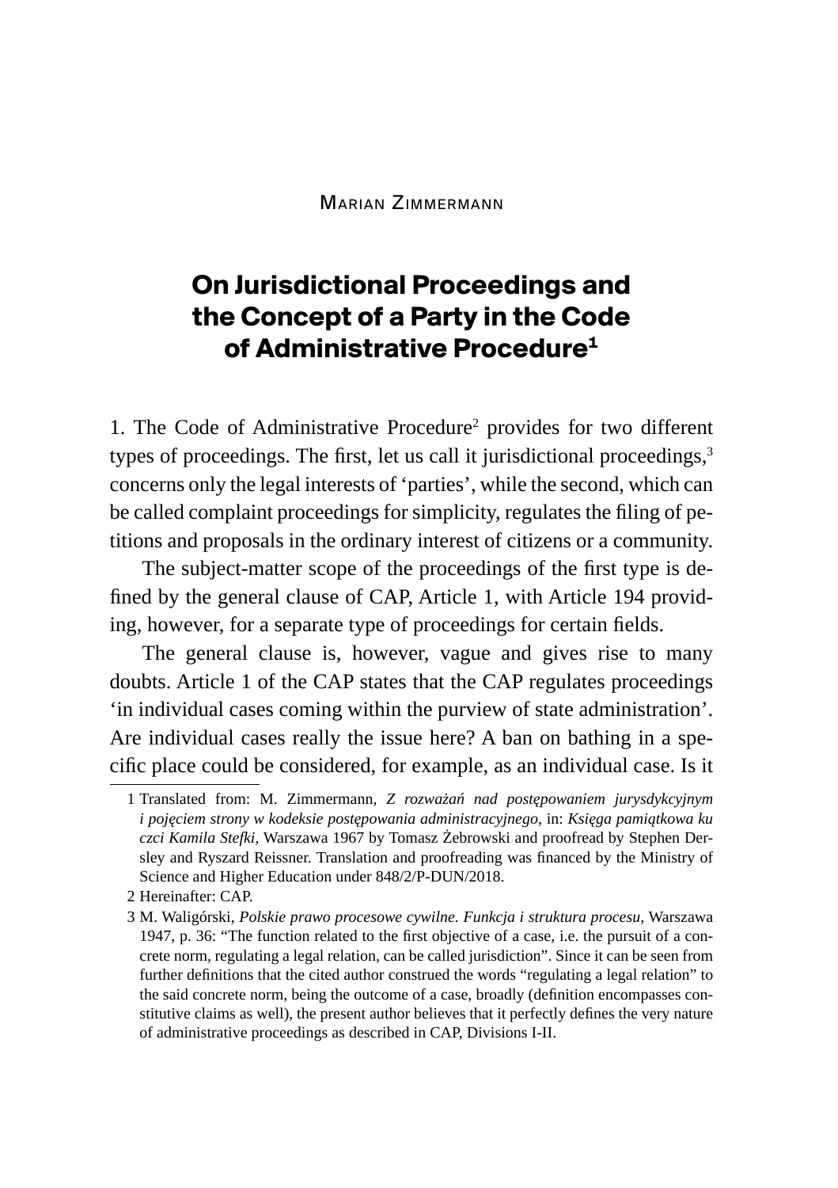Marian Zimmermann

# On Jurisdictional Proceedings and the Concept of a Party in the Code of Administrative Procedure[1]

1. The Code of Administrative Procedure[2] provides for two different types of proceedings. The first, let us call it jurisdictional proceedings,[3] concerns only the legal interests of 'parties', while the second, which can be called complaint proceedings for simplicity, regulates the filing of petitions and proposals in the ordinary interest of citizens or a community.

The subject-matter scope of the proceedings of the first type is defined by the general clause of CAP, Article 1, with Article 194 providing, however, for a separate type of proceedings for certain fields.

The general clause is, however, vague and gives rise to many doubts. Article 1 of the CAP states that the CAP regulates proceedings 'in individual cases coming within the purview of state administration'. Are individual cases really the issue here? A ban on bathing in a specific place could be considered, for example, as an individual case. Is it

---

1 Translated from: M. Zimmermann, *Z rozważań nad postępowaniem jurysdykcyjnym i pojęciem strony w kodeksie postępowania administracyjnego*, in: *Księga pamiątkowa ku czci Kamila Stefki*, Warszawa 1967 by Tomasz Żebrowski and proofread by Stephen Dersley and Ryszard Reissner. Translation and proofreading was financed by the Ministry of Science and Higher Education under 848/2/P-DUN/2018.

2 Hereinafter: CAP.

3 M. Waligórski, *Polskie prawo procesowe cywilne. Funkcja i struktura procesu*, Warszawa 1947, p. 36: "The function related to the first objective of a case, i.e. the pursuit of a concrete norm, regulating a legal relation, can be called jurisdiction". Since it can be seen from further definitions that the cited author construed the words "regulating a legal relation" to the said concrete norm, being the outcome of a case, broadly (definition encompasses constitutive claims as well), the present author believes that it perfectly defines the very nature of administrative proceedings as described in CAP, Divisions I-II.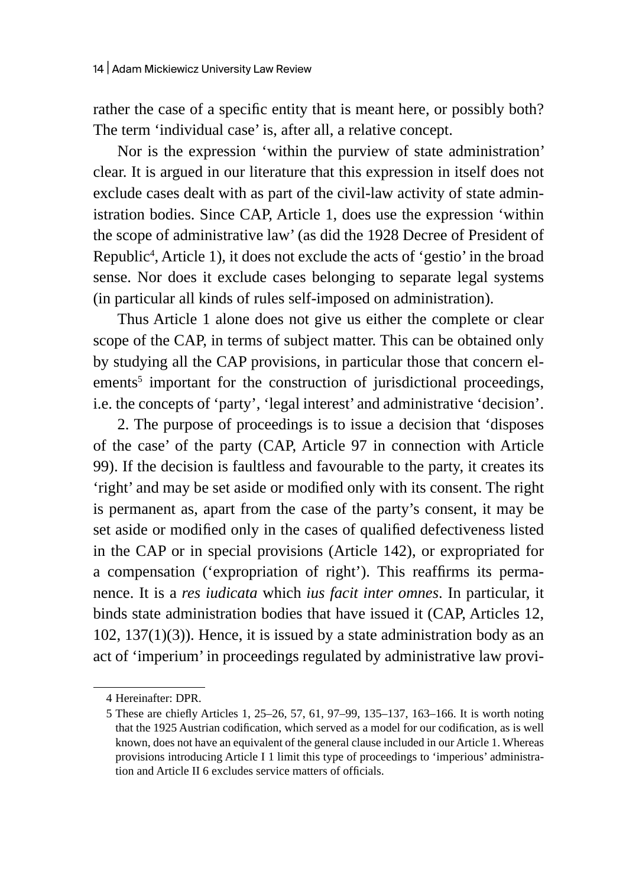rather the case of a specific entity that is meant here, or possibly both? The term 'individual case' is, after all, a relative concept.

Nor is the expression 'within the purview of state administration' clear. It is argued in our literature that this expression in itself does not exclude cases dealt with as part of the civil-law activity of state administration bodies. Since CAP, Article 1, does use the expression 'within the scope of administrative law' (as did the 1928 Decree of President of Republic[4], Article 1), it does not exclude the acts of 'gestio' in the broad sense. Nor does it exclude cases belonging to separate legal systems (in particular all kinds of rules self-imposed on administration).

Thus Article 1 alone does not give us either the complete or clear scope of the CAP, in terms of subject matter. This can be obtained only by studying all the CAP provisions, in particular those that concern elements[5] important for the construction of jurisdictional proceedings, i.e. the concepts of 'party', 'legal interest' and administrative 'decision'.

2. The purpose of proceedings is to issue a decision that 'disposes of the case' of the party (CAP, Article 97 in connection with Article 99). If the decision is faultless and favourable to the party, it creates its 'right' and may be set aside or modified only with its consent. The right is permanent as, apart from the case of the party's consent, it may be set aside or modified only in the cases of qualified defectiveness listed in the CAP or in special provisions (Article 142), or expropriated for a compensation ('expropriation of right'). This reaffirms its permanence. It is a *res iudicata* which *ius facit inter omnes*. In particular, it binds state administration bodies that have issued it (CAP, Articles 12, 102, 137(1)(3)). Hence, it is issued by a state administration body as an act of 'imperium' in proceedings regulated by administrative law provi-

---

4 Hereinafter: DPR.

5 These are chiefly Articles 1, 25–26, 57, 61, 97–99, 135–137, 163–166. It is worth noting that the 1925 Austrian codification, which served as a model for our codification, as is well known, does not have an equivalent of the general clause included in our Article 1. Whereas provisions introducing Article I 1 limit this type of proceedings to 'imperious' administration and Article II 6 excludes service matters of officials.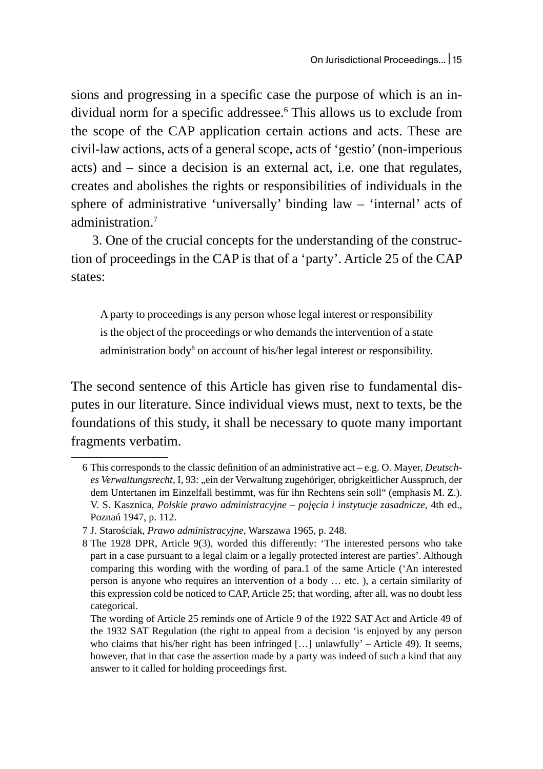sions and progressing in a specific case the purpose of which is an individual norm for a specific addressee.[6] This allows us to exclude from the scope of the CAP application certain actions and acts. These are civil-law actions, acts of a general scope, acts of 'gestio' (non-imperious acts) and – since a decision is an external act, i.e. one that regulates, creates and abolishes the rights or responsibilities of individuals in the sphere of administrative 'universally' binding law – 'internal' acts of administration.[7]

3. One of the crucial concepts for the understanding of the construction of proceedings in the CAP is that of a 'party'. Article 25 of the CAP states:

> A party to proceedings is any person whose legal interest or responsibility is the object of the proceedings or who demands the intervention of a state administration body[8] on account of his/her legal interest or responsibility.

The second sentence of this Article has given rise to fundamental disputes in our literature. Since individual views must, next to texts, be the foundations of this study, it shall be necessary to quote many important fragments verbatim.

---

6 This corresponds to the classic definition of an administrative act – e.g. O. Mayer, *Deutsches Verwaltungsrecht*, I, 93: „ein der Verwaltung zugehöriger, obrigkeitlicher Ausspruch, der dem Untertanen im Einzelfall bestimmt, was für ihn Rechtens sein soll" (emphasis M. Z.). V. S. Kasznica, *Polskie prawo administracyjne – pojęcia i instytucje zasadnicze*, 4th ed., Poznań 1947, p. 112.

7 J. Starościak, *Prawo administracyjne*, Warszawa 1965, p. 248.

8 The 1928 DPR, Article 9(3), worded this differently: 'The interested persons who take part in a case pursuant to a legal claim or a legally protected interest are parties'. Although comparing this wording with the wording of para.1 of the same Article ('An interested person is anyone who requires an intervention of a body … etc. ), a certain similarity of this expression cold be noticed to CAP, Article 25; that wording, after all, was no doubt less categorical.

The wording of Article 25 reminds one of Article 9 of the 1922 SAT Act and Article 49 of the 1932 SAT Regulation (the right to appeal from a decision 'is enjoyed by any person who claims that his/her right has been infringed […] unlawfully' – Article 49). It seems, however, that in that case the assertion made by a party was indeed of such a kind that any answer to it called for holding proceedings first.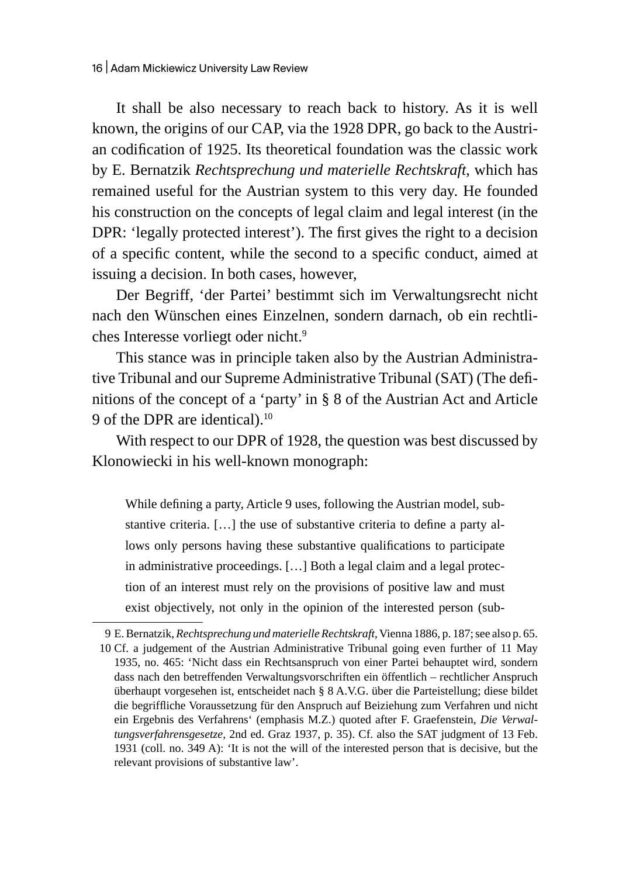It shall be also necessary to reach back to history. As it is well known, the origins of our CAP, via the 1928 DPR, go back to the Austrian codification of 1925. Its theoretical foundation was the classic work by E. Bernatzik *Rechtsprechung und materielle Rechtskraft*, which has remained useful for the Austrian system to this very day. He founded his construction on the concepts of legal claim and legal interest (in the DPR: 'legally protected interest'). The first gives the right to a decision of a specific content, while the second to a specific conduct, aimed at issuing a decision. In both cases, however,

> Der Begriff, 'der Partei' bestimmt sich im Verwaltungsrecht nicht nach den Wünschen eines Einzelnen, sondern darnach, ob ein rechtliches Interesse vorliegt oder nicht.[9]

This stance was in principle taken also by the Austrian Administrative Tribunal and our Supreme Administrative Tribunal (SAT) (The definitions of the concept of a 'party' in § 8 of the Austrian Act and Article 9 of the DPR are identical).[10]

With respect to our DPR of 1928, the question was best discussed by Klonowiecki in his well-known monograph:

> While defining a party, Article 9 uses, following the Austrian model, substantive criteria. […] the use of substantive criteria to define a party allows only persons having these substantive qualifications to participate in administrative proceedings. […] Both a legal claim and a legal protection of an interest must rely on the provisions of positive law and must exist objectively, not only in the opinion of the interested person (sub-

9 E. Bernatzik, *Rechtsprechung und materielle Rechtskraft*, Vienna 1886, p. 187; see also p. 65.

10 Cf. a judgement of the Austrian Administrative Tribunal going even further of 11 May 1935, no. 465: 'Nicht dass ein Rechtsanspruch von einer Partei behauptet wird, sondern dass nach den betreffenden Verwaltungsvorschriften ein öffentlich – rechtlicher Anspruch überhaupt vorgesehen ist, entscheidet nach § 8 A.V.G. über die Parteistellung; diese bildet die begriffliche Voraussetzung für den Anspruch auf Beiziehung zum Verfahren und nicht ein Ergebnis des Verfahrens' (emphasis M.Z.) quoted after F. Graefenstein, *Die Verwaltungsverfahrensgesetze*, 2nd ed. Graz 1937, p. 35). Cf. also the SAT judgment of 13 Feb. 1931 (coll. no. 349 A): 'It is not the will of the interested person that is decisive, but the relevant provisions of substantive law'.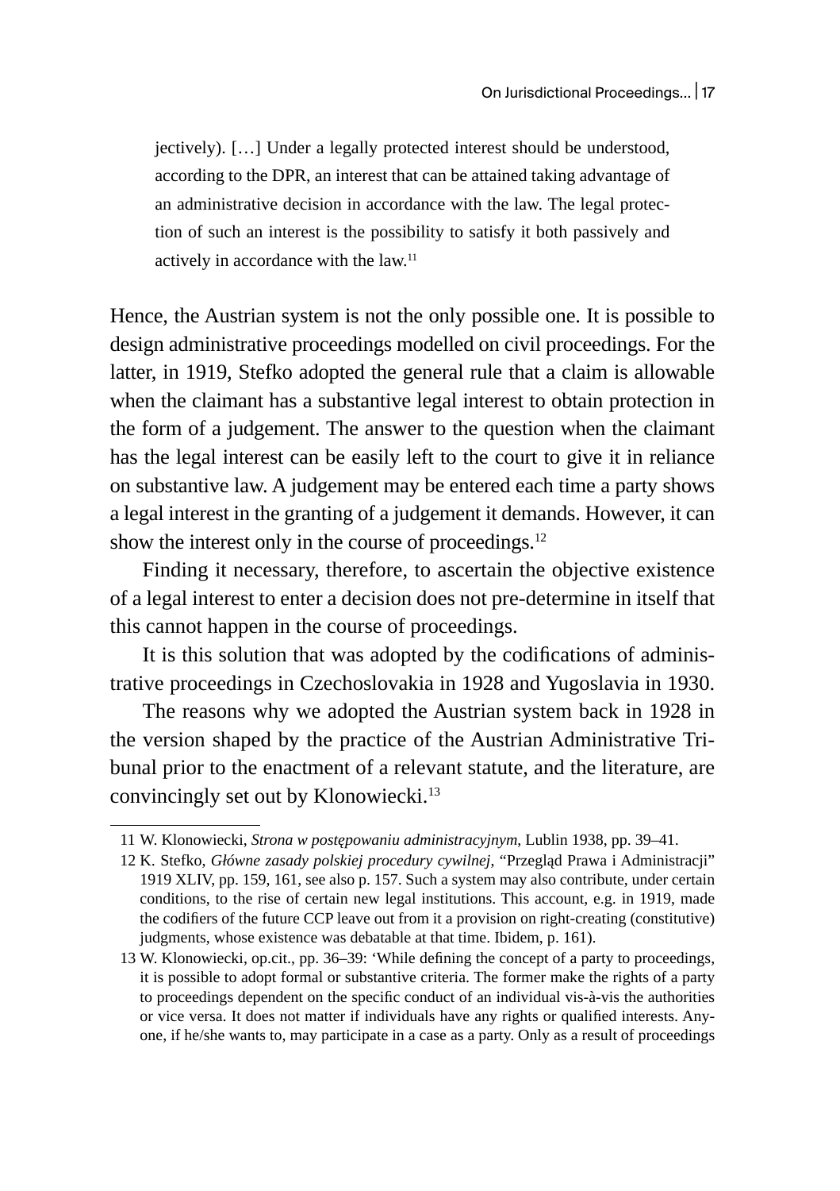> jectively). […] Under a legally protected interest should be understood, according to the DPR, an interest that can be attained taking advantage of an administrative decision in accordance with the law. The legal protection of such an interest is the possibility to satisfy it both passively and actively in accordance with the law.[11]

Hence, the Austrian system is not the only possible one. It is possible to design administrative proceedings modelled on civil proceedings. For the latter, in 1919, Stefko adopted the general rule that a claim is allowable when the claimant has a substantive legal interest to obtain protection in the form of a judgement. The answer to the question when the claimant has the legal interest can be easily left to the court to give it in reliance on substantive law. A judgement may be entered each time a party shows a legal interest in the granting of a judgement it demands. However, it can show the interest only in the course of proceedings.[12]

Finding it necessary, therefore, to ascertain the objective existence of a legal interest to enter a decision does not pre-determine in itself that this cannot happen in the course of proceedings.

It is this solution that was adopted by the codifications of administrative proceedings in Czechoslovakia in 1928 and Yugoslavia in 1930.

The reasons why we adopted the Austrian system back in 1928 in the version shaped by the practice of the Austrian Administrative Tribunal prior to the enactment of a relevant statute, and the literature, are convincingly set out by Klonowiecki.[13]

---

11 W. Klonowiecki, *Strona w postępowaniu administracyjnym*, Lublin 1938, pp. 39–41.

12 K. Stefko, *Główne zasady polskiej procedury cywilnej*, "Przegląd Prawa i Administracji" 1919 XLIV, pp. 159, 161, see also p. 157. Such a system may also contribute, under certain conditions, to the rise of certain new legal institutions. This account, e.g. in 1919, made the codifiers of the future CCP leave out from it a provision on right-creating (constitutive) judgments, whose existence was debatable at that time. Ibidem, p. 161).

13 W. Klonowiecki, op.cit., pp. 36–39: 'While defining the concept of a party to proceedings, it is possible to adopt formal or substantive criteria. The former make the rights of a party to proceedings dependent on the specific conduct of an individual vis-à-vis the authorities or vice versa. It does not matter if individuals have any rights or qualified interests. Anyone, if he/she wants to, may participate in a case as a party. Only as a result of proceedings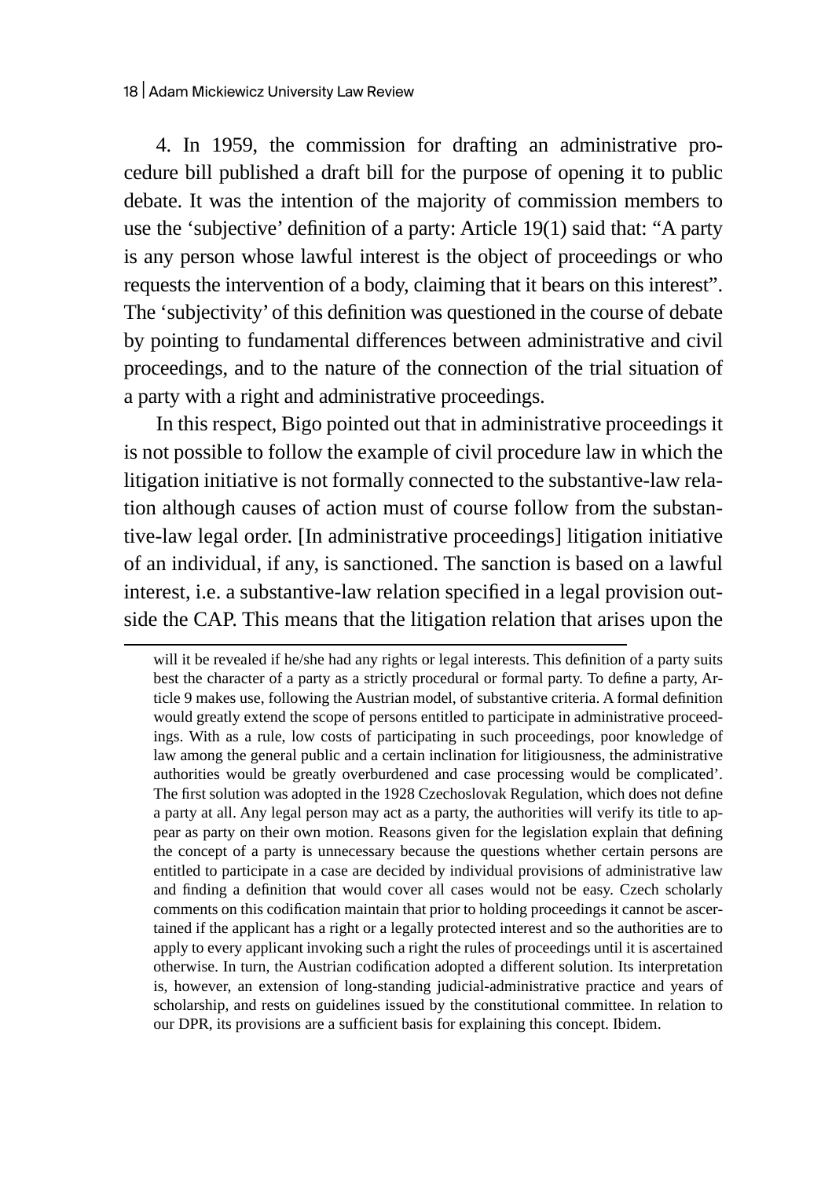4. In 1959, the commission for drafting an administrative procedure bill published a draft bill for the purpose of opening it to public debate. It was the intention of the majority of commission members to use the 'subjective' definition of a party: Article 19(1) said that: "A party is any person whose lawful interest is the object of proceedings or who requests the intervention of a body, claiming that it bears on this interest". The 'subjectivity' of this definition was questioned in the course of debate by pointing to fundamental differences between administrative and civil proceedings, and to the nature of the connection of the trial situation of a party with a right and administrative proceedings.

In this respect, Bigo pointed out that in administrative proceedings it is not possible to follow the example of civil procedure law in which the litigation initiative is not formally connected to the substantive-law relation although causes of action must of course follow from the substantive-law legal order. [In administrative proceedings] litigation initiative of an individual, if any, is sanctioned. The sanction is based on a lawful interest, i.e. a substantive-law relation specified in a legal provision outside the CAP. This means that the litigation relation that arises upon the

---

will it be revealed if he/she had any rights or legal interests. This definition of a party suits best the character of a party as a strictly procedural or formal party. To define a party, Article 9 makes use, following the Austrian model, of substantive criteria. A formal definition would greatly extend the scope of persons entitled to participate in administrative proceedings. With as a rule, low costs of participating in such proceedings, poor knowledge of law among the general public and a certain inclination for litigiousness, the administrative authorities would be greatly overburdened and case processing would be complicated'. The first solution was adopted in the 1928 Czechoslovak Regulation, which does not define a party at all. Any legal person may act as a party, the authorities will verify its title to appear as party on their own motion. Reasons given for the legislation explain that defining the concept of a party is unnecessary because the questions whether certain persons are entitled to participate in a case are decided by individual provisions of administrative law and finding a definition that would cover all cases would not be easy. Czech scholarly comments on this codification maintain that prior to holding proceedings it cannot be ascertained if the applicant has a right or a legally protected interest and so the authorities are to apply to every applicant invoking such a right the rules of proceedings until it is ascertained otherwise. In turn, the Austrian codification adopted a different solution. Its interpretation is, however, an extension of long-standing judicial-administrative practice and years of scholarship, and rests on guidelines issued by the constitutional committee. In relation to our DPR, its provisions are a sufficient basis for explaining this concept. Ibidem.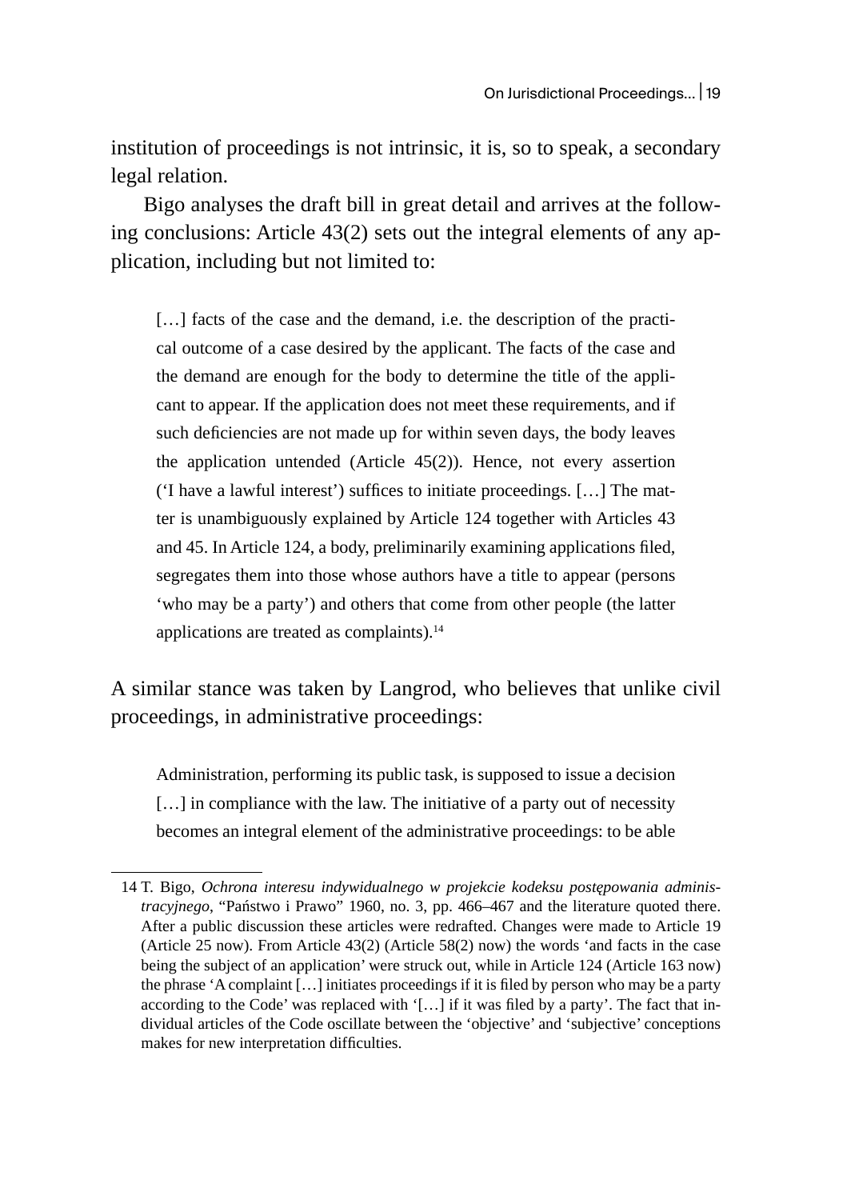institution of proceedings is not intrinsic, it is, so to speak, a secondary legal relation.

Bigo analyses the draft bill in great detail and arrives at the following conclusions: Article 43(2) sets out the integral elements of any application, including but not limited to:

> […] facts of the case and the demand, i.e. the description of the practical outcome of a case desired by the applicant. The facts of the case and the demand are enough for the body to determine the title of the applicant to appear. If the application does not meet these requirements, and if such deficiencies are not made up for within seven days, the body leaves the application untended (Article 45(2)). Hence, not every assertion ('I have a lawful interest') suffices to initiate proceedings. […] The matter is unambiguously explained by Article 124 together with Articles 43 and 45. In Article 124, a body, preliminarily examining applications filed, segregates them into those whose authors have a title to appear (persons 'who may be a party') and others that come from other people (the latter applications are treated as complaints).[14]

A similar stance was taken by Langrod, who believes that unlike civil proceedings, in administrative proceedings:

> Administration, performing its public task, is supposed to issue a decision […] in compliance with the law. The initiative of a party out of necessity becomes an integral element of the administrative proceedings: to be able

---

14 T. Bigo, *Ochrona interesu indywidualnego w projekcie kodeksu postępowania administracyjnego*, "Państwo i Prawo" 1960, no. 3, pp. 466–467 and the literature quoted there. After a public discussion these articles were redrafted. Changes were made to Article 19 (Article 25 now). From Article 43(2) (Article 58(2) now) the words 'and facts in the case being the subject of an application' were struck out, while in Article 124 (Article 163 now) the phrase 'A complaint […] initiates proceedings if it is filed by person who may be a party according to the Code' was replaced with '[…] if it was filed by a party'. The fact that individual articles of the Code oscillate between the 'objective' and 'subjective' conceptions makes for new interpretation difficulties.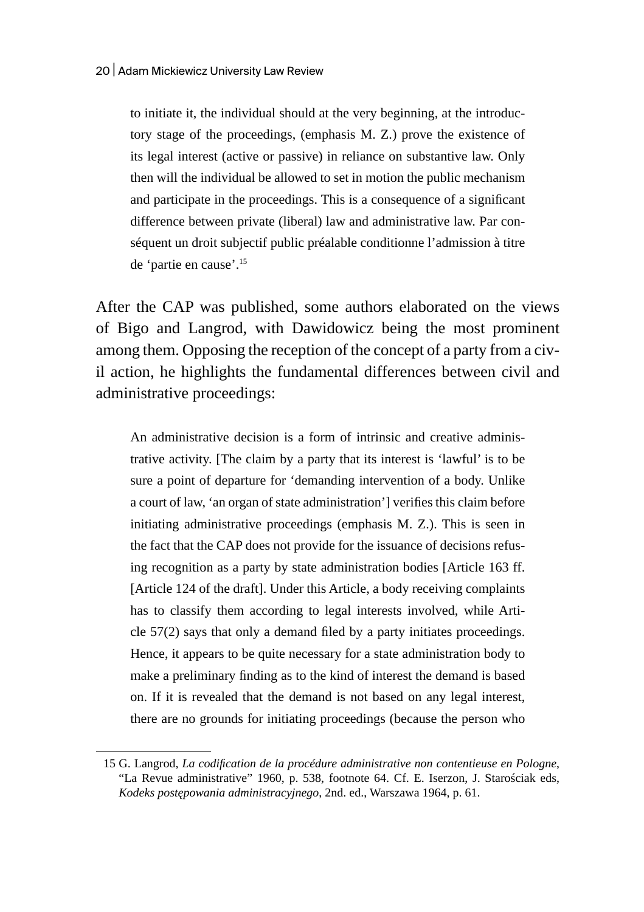> to initiate it, the individual should at the very beginning, at the introductory stage of the proceedings, (emphasis M. Z.) prove the existence of its legal interest (active or passive) in reliance on substantive law. Only then will the individual be allowed to set in motion the public mechanism and participate in the proceedings. This is a consequence of a significant difference between private (liberal) law and administrative law. Par conséquent un droit subjectif public préalable conditionne l'admission à titre de 'partie en cause'.[15]

After the CAP was published, some authors elaborated on the views of Bigo and Langrod, with Dawidowicz being the most prominent among them. Opposing the reception of the concept of a party from a civil action, he highlights the fundamental differences between civil and administrative proceedings:

> An administrative decision is a form of intrinsic and creative administrative activity. [The claim by a party that its interest is 'lawful' is to be sure a point of departure for 'demanding intervention of a body. Unlike a court of law, 'an organ of state administration'] verifies this claim before initiating administrative proceedings (emphasis M. Z.). This is seen in the fact that the CAP does not provide for the issuance of decisions refusing recognition as a party by state administration bodies [Article 163 ff. [Article 124 of the draft]. Under this Article, a body receiving complaints has to classify them according to legal interests involved, while Article 57(2) says that only a demand filed by a party initiates proceedings. Hence, it appears to be quite necessary for a state administration body to make a preliminary finding as to the kind of interest the demand is based on. If it is revealed that the demand is not based on any legal interest, there are no grounds for initiating proceedings (because the person who

15 G. Langrod, *La codification de la procédure administrative non contentieuse en Pologne*, "La Revue administrative" 1960, p. 538, footnote 64. Cf. E. Iserzon, J. Starościak eds, *Kodeks postępowania administracyjnego*, 2nd. ed., Warszawa 1964, p. 61.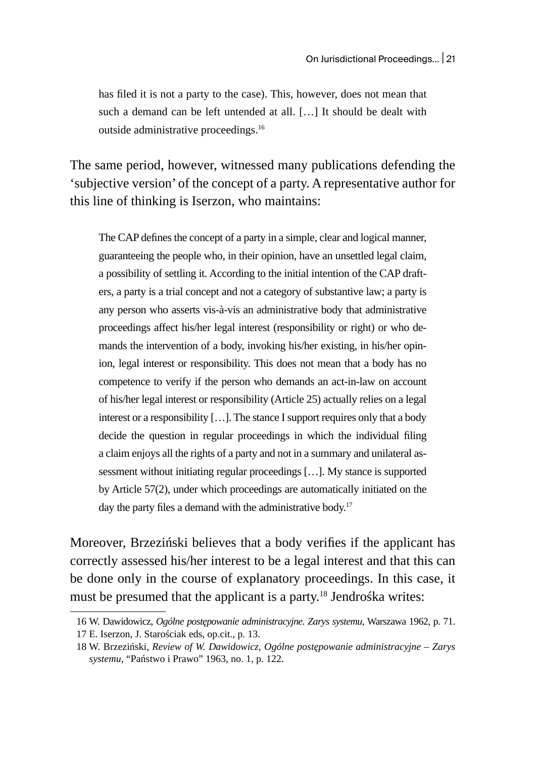> has filed it is not a party to the case). This, however, does not mean that such a demand can be left untended at all. […] It should be dealt with outside administrative proceedings.[16]

The same period, however, witnessed many publications defending the 'subjective version' of the concept of a party. A representative author for this line of thinking is Iserzon, who maintains:

> The CAP defines the concept of a party in a simple, clear and logical manner, guaranteeing the people who, in their opinion, have an unsettled legal claim, a possibility of settling it. According to the initial intention of the CAP drafters, a party is a trial concept and not a category of substantive law; a party is any person who asserts vis-à-vis an administrative body that administrative proceedings affect his/her legal interest (responsibility or right) or who demands the intervention of a body, invoking his/her existing, in his/her opinion, legal interest or responsibility. This does not mean that a body has no competence to verify if the person who demands an act-in-law on account of his/her legal interest or responsibility (Article 25) actually relies on a legal interest or a responsibility […]. The stance I support requires only that a body decide the question in regular proceedings in which the individual filing a claim enjoys all the rights of a party and not in a summary and unilateral assessment without initiating regular proceedings […]. My stance is supported by Article 57(2), under which proceedings are automatically initiated on the day the party files a demand with the administrative body.[17]

Moreover, Brzeziński believes that a body verifies if the applicant has correctly assessed his/her interest to be a legal interest and that this can be done only in the course of explanatory proceedings. In this case, it must be presumed that the applicant is a party.[18] Jendrośka writes:

---

16 W. Dawidowicz, *Ogólne postępowanie administracyjne. Zarys systemu*, Warszawa 1962, p. 71.

17 E. Iserzon, J. Starościak eds, op.cit., p. 13.

18 W. Brzeziński, *Review of W. Dawidowicz, Ogólne postępowanie administracyjne – Zarys systemu*, "Państwo i Prawo" 1963, no. 1, p. 122.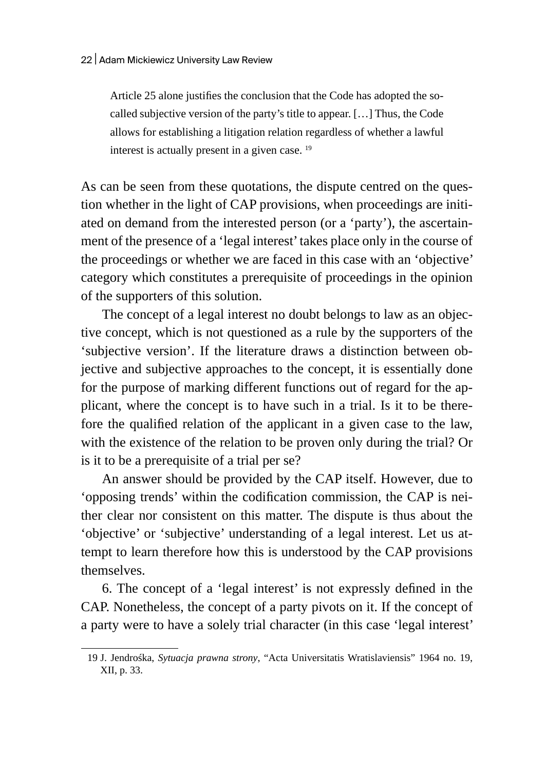> Article 25 alone justifies the conclusion that the Code has adopted the so-called subjective version of the party's title to appear. […] Thus, the Code allows for establishing a litigation relation regardless of whether a lawful interest is actually present in a given case. [19]

As can be seen from these quotations, the dispute centred on the question whether in the light of CAP provisions, when proceedings are initiated on demand from the interested person (or a 'party'), the ascertainment of the presence of a 'legal interest' takes place only in the course of the proceedings or whether we are faced in this case with an 'objective' category which constitutes a prerequisite of proceedings in the opinion of the supporters of this solution.

The concept of a legal interest no doubt belongs to law as an objective concept, which is not questioned as a rule by the supporters of the 'subjective version'. If the literature draws a distinction between objective and subjective approaches to the concept, it is essentially done for the purpose of marking different functions out of regard for the applicant, where the concept is to have such in a trial. Is it to be therefore the qualified relation of the applicant in a given case to the law, with the existence of the relation to be proven only during the trial? Or is it to be a prerequisite of a trial per se?

An answer should be provided by the CAP itself. However, due to 'opposing trends' within the codification commission, the CAP is neither clear nor consistent on this matter. The dispute is thus about the 'objective' or 'subjective' understanding of a legal interest. Let us attempt to learn therefore how this is understood by the CAP provisions themselves.

6. The concept of a 'legal interest' is not expressly defined in the CAP. Nonetheless, the concept of a party pivots on it. If the concept of a party were to have a solely trial character (in this case 'legal interest'

---

19 J. Jendrośka, *Sytuacja prawna strony*, "Acta Universitatis Wratislaviensis" 1964 no. 19, XII, p. 33.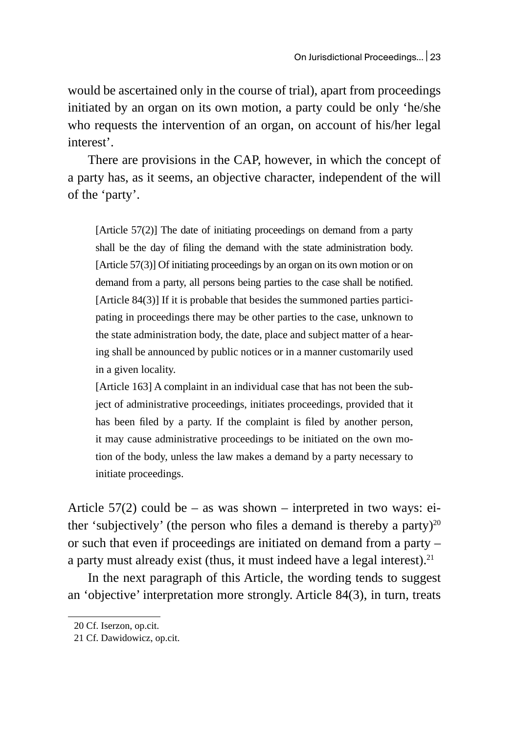would be ascertained only in the course of trial), apart from proceedings initiated by an organ on its own motion, a party could be only 'he/she who requests the intervention of an organ, on account of his/her legal interest'.

There are provisions in the CAP, however, in which the concept of a party has, as it seems, an objective character, independent of the will of the 'party'.

> [Article 57(2)] The date of initiating proceedings on demand from a party shall be the day of filing the demand with the state administration body. [Article 57(3)] Of initiating proceedings by an organ on its own motion or on demand from a party, all persons being parties to the case shall be notified. [Article 84(3)] If it is probable that besides the summoned parties participating in proceedings there may be other parties to the case, unknown to the state administration body, the date, place and subject matter of a hearing shall be announced by public notices or in a manner customarily used in a given locality.
>
> [Article 163] A complaint in an individual case that has not been the subject of administrative proceedings, initiates proceedings, provided that it has been filed by a party. If the complaint is filed by another person, it may cause administrative proceedings to be initiated on the own motion of the body, unless the law makes a demand by a party necessary to initiate proceedings.

Article 57(2) could be – as was shown – interpreted in two ways: either 'subjectively' (the person who files a demand is thereby a party)[20] or such that even if proceedings are initiated on demand from a party – a party must already exist (thus, it must indeed have a legal interest).[21]

In the next paragraph of this Article, the wording tends to suggest an 'objective' interpretation more strongly. Article 84(3), in turn, treats

20 Cf. Iserzon, op.cit.

21 Cf. Dawidowicz, op.cit.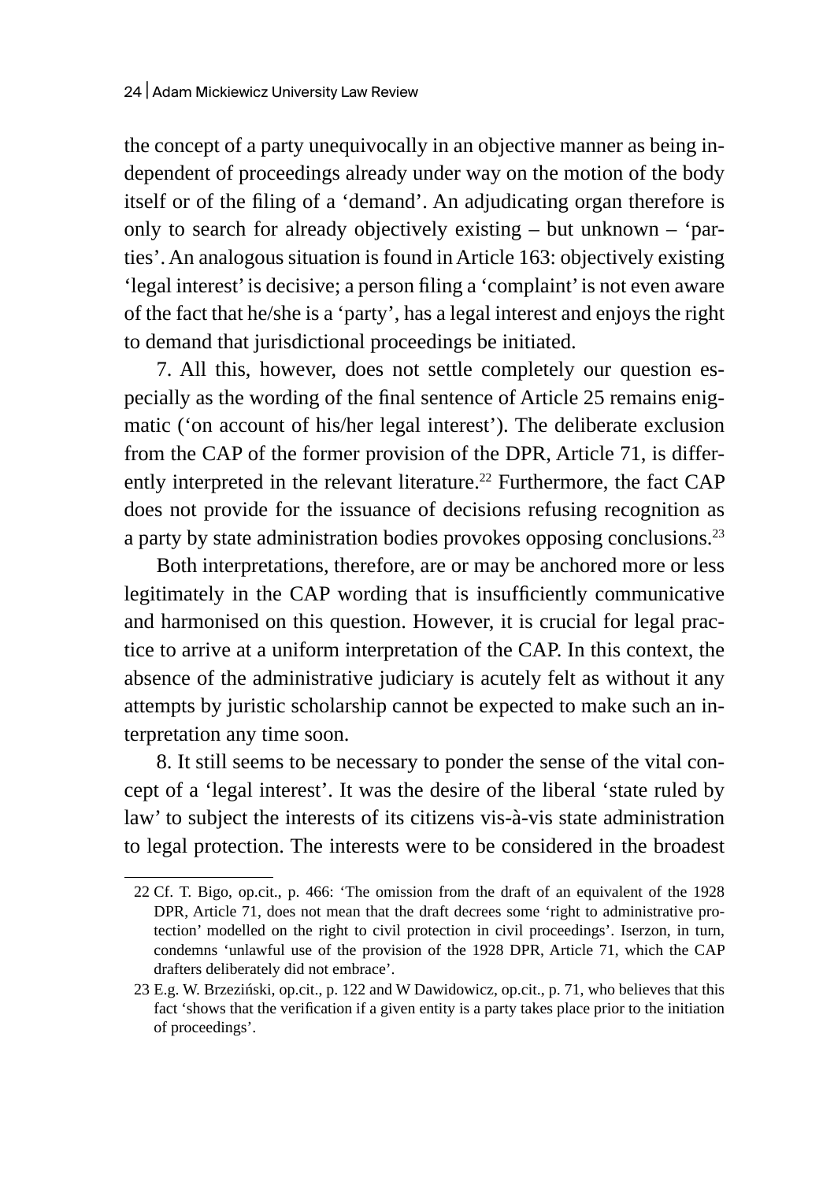the concept of a party unequivocally in an objective manner as being independent of proceedings already under way on the motion of the body itself or of the filing of a 'demand'. An adjudicating organ therefore is only to search for already objectively existing – but unknown – 'parties'. An analogous situation is found in Article 163: objectively existing 'legal interest' is decisive; a person filing a 'complaint' is not even aware of the fact that he/she is a 'party', has a legal interest and enjoys the right to demand that jurisdictional proceedings be initiated.

7. All this, however, does not settle completely our question especially as the wording of the final sentence of Article 25 remains enigmatic ('on account of his/her legal interest'). The deliberate exclusion from the CAP of the former provision of the DPR, Article 71, is differently interpreted in the relevant literature.[22] Furthermore, the fact CAP does not provide for the issuance of decisions refusing recognition as a party by state administration bodies provokes opposing conclusions.[23]

Both interpretations, therefore, are or may be anchored more or less legitimately in the CAP wording that is insufficiently communicative and harmonised on this question. However, it is crucial for legal practice to arrive at a uniform interpretation of the CAP. In this context, the absence of the administrative judiciary is acutely felt as without it any attempts by juristic scholarship cannot be expected to make such an interpretation any time soon.

8. It still seems to be necessary to ponder the sense of the vital concept of a 'legal interest'. It was the desire of the liberal 'state ruled by law' to subject the interests of its citizens vis-à-vis state administration to legal protection. The interests were to be considered in the broadest

---

22 Cf. T. Bigo, op.cit., p. 466: 'The omission from the draft of an equivalent of the 1928 DPR, Article 71, does not mean that the draft decrees some 'right to administrative protection' modelled on the right to civil protection in civil proceedings'. Iserzon, in turn, condemns 'unlawful use of the provision of the 1928 DPR, Article 71, which the CAP drafters deliberately did not embrace'.

23 E.g. W. Brzeziński, op.cit., p. 122 and W Dawidowicz, op.cit., p. 71, who believes that this fact 'shows that the verification if a given entity is a party takes place prior to the initiation of proceedings'.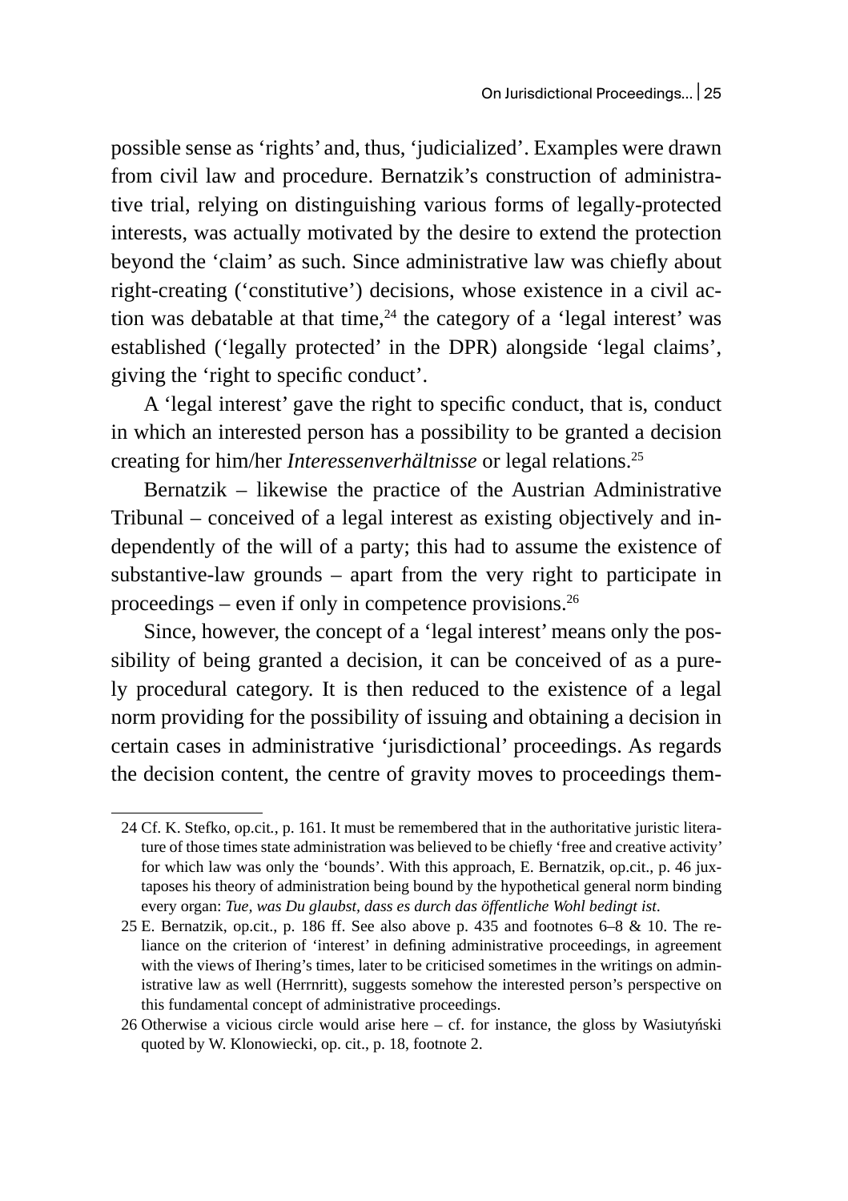possible sense as 'rights' and, thus, 'judicialized'. Examples were drawn from civil law and procedure. Bernatzik's construction of administrative trial, relying on distinguishing various forms of legally-protected interests, was actually motivated by the desire to extend the protection beyond the 'claim' as such. Since administrative law was chiefly about right-creating ('constitutive') decisions, whose existence in a civil action was debatable at that time,[24] the category of a 'legal interest' was established ('legally protected' in the DPR) alongside 'legal claims', giving the 'right to specific conduct'.

A 'legal interest' gave the right to specific conduct, that is, conduct in which an interested person has a possibility to be granted a decision creating for him/her *Interessenverhältnisse* or legal relations.[25]

Bernatzik – likewise the practice of the Austrian Administrative Tribunal – conceived of a legal interest as existing objectively and independently of the will of a party; this had to assume the existence of substantive-law grounds – apart from the very right to participate in proceedings – even if only in competence provisions.[26]

Since, however, the concept of a 'legal interest' means only the possibility of being granted a decision, it can be conceived of as a purely procedural category. It is then reduced to the existence of a legal norm providing for the possibility of issuing and obtaining a decision in certain cases in administrative 'jurisdictional' proceedings. As regards the decision content, the centre of gravity moves to proceedings them-

---

24 Cf. K. Stefko, op.cit., p. 161. It must be remembered that in the authoritative juristic literature of those times state administration was believed to be chiefly 'free and creative activity' for which law was only the 'bounds'. With this approach, E. Bernatzik, op.cit., p. 46 juxtaposes his theory of administration being bound by the hypothetical general norm binding every organ: *Tue, was Du glaubst, dass es durch das öffentliche Wohl bedingt ist*.

25 E. Bernatzik, op.cit., p. 186 ff. See also above p. 435 and footnotes 6–8 & 10. The reliance on the criterion of 'interest' in defining administrative proceedings, in agreement with the views of Ihering's times, later to be criticised sometimes in the writings on administrative law as well (Herrnritt), suggests somehow the interested person's perspective on this fundamental concept of administrative proceedings.

26 Otherwise a vicious circle would arise here – cf. for instance, the gloss by Wasiutyński quoted by W. Klonowiecki, op. cit., p. 18, footnote 2.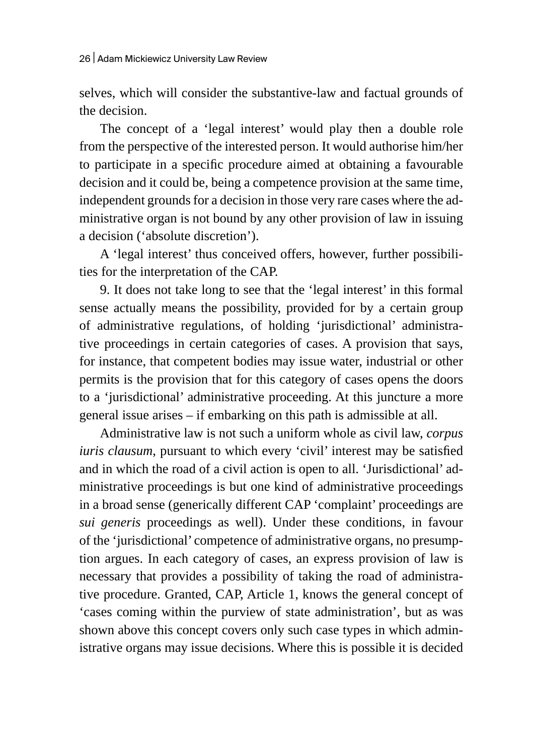selves, which will consider the substantive-law and factual grounds of the decision.

The concept of a 'legal interest' would play then a double role from the perspective of the interested person. It would authorise him/her to participate in a specific procedure aimed at obtaining a favourable decision and it could be, being a competence provision at the same time, independent grounds for a decision in those very rare cases where the administrative organ is not bound by any other provision of law in issuing a decision ('absolute discretion').

A 'legal interest' thus conceived offers, however, further possibilities for the interpretation of the CAP.

9. It does not take long to see that the 'legal interest' in this formal sense actually means the possibility, provided for by a certain group of administrative regulations, of holding 'jurisdictional' administrative proceedings in certain categories of cases. A provision that says, for instance, that competent bodies may issue water, industrial or other permits is the provision that for this category of cases opens the doors to a 'jurisdictional' administrative proceeding. At this juncture a more general issue arises – if embarking on this path is admissible at all.

Administrative law is not such a uniform whole as civil law, *corpus iuris clausum*, pursuant to which every 'civil' interest may be satisfied and in which the road of a civil action is open to all. 'Jurisdictional' administrative proceedings is but one kind of administrative proceedings in a broad sense (generically different CAP 'complaint' proceedings are *sui generis* proceedings as well). Under these conditions, in favour of the 'jurisdictional' competence of administrative organs, no presumption argues. In each category of cases, an express provision of law is necessary that provides a possibility of taking the road of administrative procedure. Granted, CAP, Article 1, knows the general concept of 'cases coming within the purview of state administration', but as was shown above this concept covers only such case types in which administrative organs may issue decisions. Where this is possible it is decided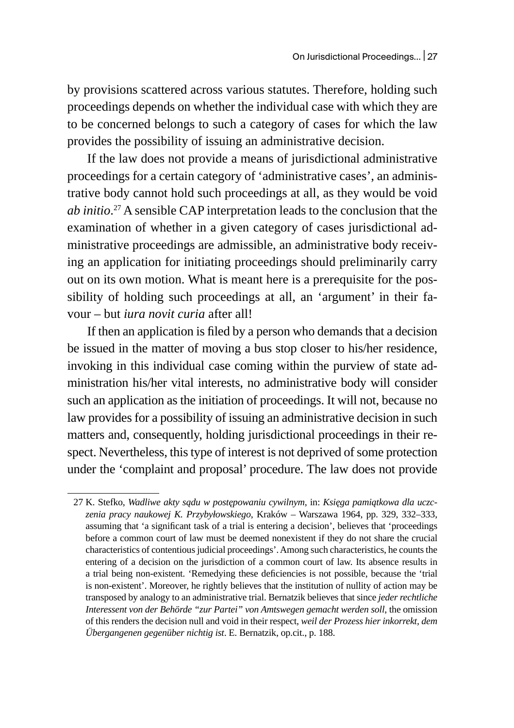by provisions scattered across various statutes. Therefore, holding such proceedings depends on whether the individual case with which they are to be concerned belongs to such a category of cases for which the law provides the possibility of issuing an administrative decision.

If the law does not provide a means of jurisdictional administrative proceedings for a certain category of 'administrative cases', an administrative body cannot hold such proceedings at all, as they would be void *ab initio*.[27] A sensible CAP interpretation leads to the conclusion that the examination of whether in a given category of cases jurisdictional administrative proceedings are admissible, an administrative body receiving an application for initiating proceedings should preliminarily carry out on its own motion. What is meant here is a prerequisite for the possibility of holding such proceedings at all, an 'argument' in their favour – but *iura novit curia* after all!

If then an application is filed by a person who demands that a decision be issued in the matter of moving a bus stop closer to his/her residence, invoking in this individual case coming within the purview of state administration his/her vital interests, no administrative body will consider such an application as the initiation of proceedings. It will not, because no law provides for a possibility of issuing an administrative decision in such matters and, consequently, holding jurisdictional proceedings in their respect. Nevertheless, this type of interest is not deprived of some protection under the 'complaint and proposal' procedure. The law does not provide

---

27 K. Stefko, *Wadliwe akty sądu w postępowaniu cywilnym*, in: *Księga pamiątkowa dla uczczenia pracy naukowej K. Przybyłowskiego*, Kraków – Warszawa 1964, pp. 329, 332–333, assuming that 'a significant task of a trial is entering a decision', believes that 'proceedings before a common court of law must be deemed nonexistent if they do not share the crucial characteristics of contentious judicial proceedings'. Among such characteristics, he counts the entering of a decision on the jurisdiction of a common court of law. Its absence results in a trial being non-existent. 'Remedying these deficiencies is not possible, because the 'trial is non-existent'. Moreover, he rightly believes that the institution of nullity of action may be transposed by analogy to an administrative trial. Bernatzik believes that since *jeder rechtliche Interessent von der Behörde "zur Partei" von Amtswegen gemacht werden soll*, the omission of this renders the decision null and void in their respect, *weil der Prozess hier inkorrekt, dem Übergangenen gegenüber nichtig ist*. E. Bernatzik, op.cit., p. 188.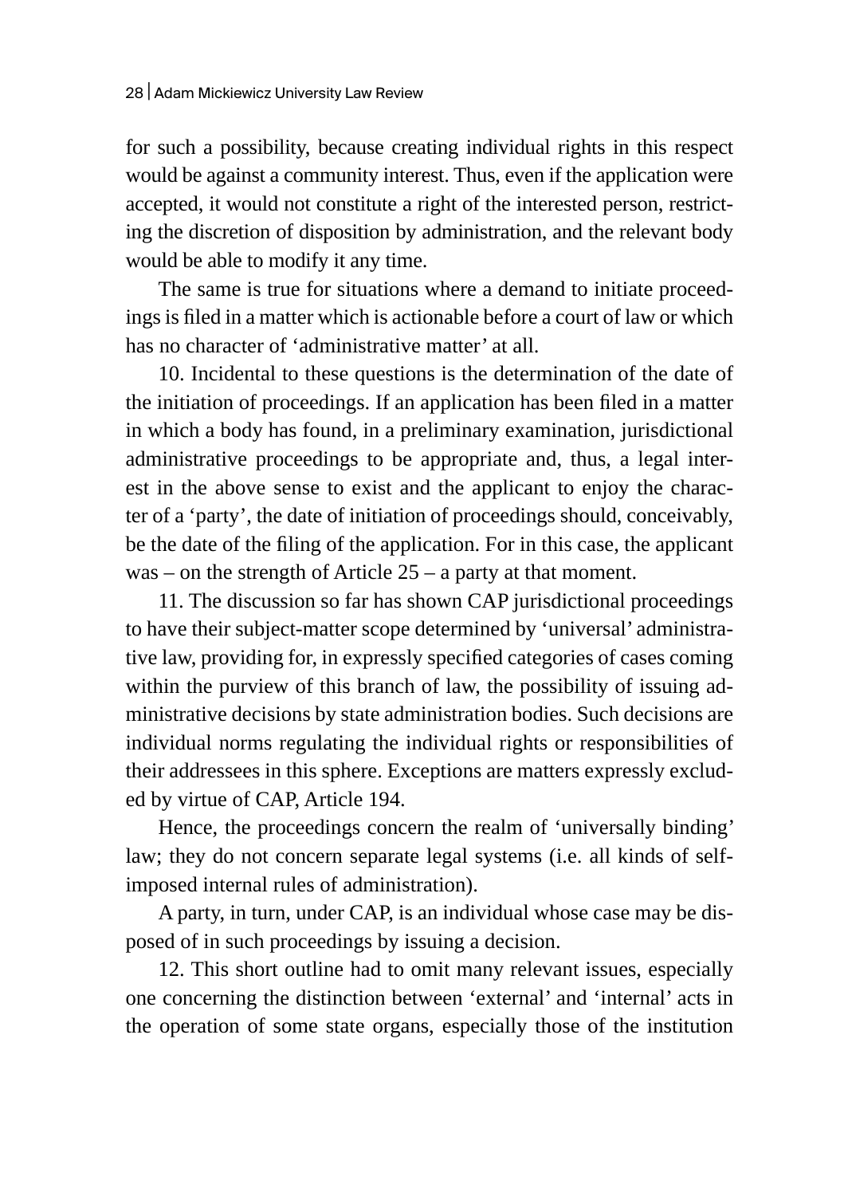for such a possibility, because creating individual rights in this respect would be against a community interest. Thus, even if the application were accepted, it would not constitute a right of the interested person, restricting the discretion of disposition by administration, and the relevant body would be able to modify it any time.

The same is true for situations where a demand to initiate proceedings is filed in a matter which is actionable before a court of law or which has no character of 'administrative matter' at all.

10. Incidental to these questions is the determination of the date of the initiation of proceedings. If an application has been filed in a matter in which a body has found, in a preliminary examination, jurisdictional administrative proceedings to be appropriate and, thus, a legal interest in the above sense to exist and the applicant to enjoy the character of a 'party', the date of initiation of proceedings should, conceivably, be the date of the filing of the application. For in this case, the applicant was – on the strength of Article 25 – a party at that moment.

11. The discussion so far has shown CAP jurisdictional proceedings to have their subject-matter scope determined by 'universal' administrative law, providing for, in expressly specified categories of cases coming within the purview of this branch of law, the possibility of issuing administrative decisions by state administration bodies. Such decisions are individual norms regulating the individual rights or responsibilities of their addressees in this sphere. Exceptions are matters expressly excluded by virtue of CAP, Article 194.

Hence, the proceedings concern the realm of 'universally binding' law; they do not concern separate legal systems (i.e. all kinds of self-imposed internal rules of administration).

A party, in turn, under CAP, is an individual whose case may be disposed of in such proceedings by issuing a decision.

12. This short outline had to omit many relevant issues, especially one concerning the distinction between 'external' and 'internal' acts in the operation of some state organs, especially those of the institution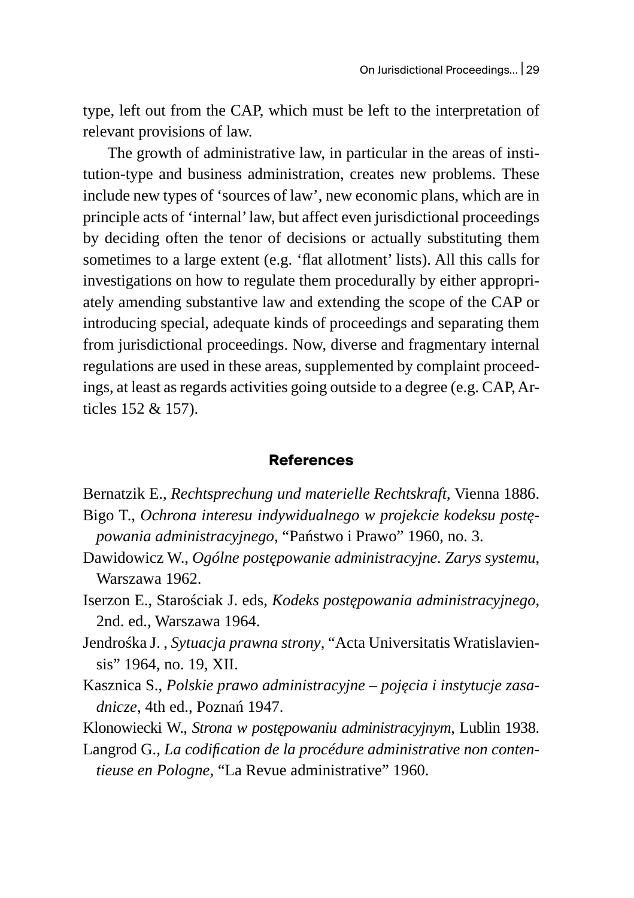type, left out from the CAP, which must be left to the interpretation of relevant provisions of law.

The growth of administrative law, in particular in the areas of institution-type and business administration, creates new problems. These include new types of 'sources of law', new economic plans, which are in principle acts of 'internal' law, but affect even jurisdictional proceedings by deciding often the tenor of decisions or actually substituting them sometimes to a large extent (e.g. 'flat allotment' lists). All this calls for investigations on how to regulate them procedurally by either appropriately amending substantive law and extending the scope of the CAP or introducing special, adequate kinds of proceedings and separating them from jurisdictional proceedings. Now, diverse and fragmentary internal regulations are used in these areas, supplemented by complaint proceedings, at least as regards activities going outside to a degree (e.g. CAP, Articles 152 & 157).

## References

Bernatzik E., *Rechtsprechung und materielle Rechtskraft*, Vienna 1886.

Bigo T., *Ochrona interesu indywidualnego w projekcie kodeksu postępowania administracyjnego*, "Państwo i Prawo" 1960, no. 3.

Dawidowicz W., *Ogólne postępowanie administracyjne. Zarys systemu*, Warszawa 1962.

Iserzon E., Starościak J. eds, *Kodeks postępowania administracyjnego*, 2nd. ed., Warszawa 1964.

Jendrośka J. , *Sytuacja prawna strony*, "Acta Universitatis Wratislaviensis" 1964, no. 19, XII.

Kasznica S., *Polskie prawo administracyjne – pojęcia i instytucje zasadnicze*, 4th ed., Poznań 1947.

Klonowiecki W., *Strona w postępowaniu administracyjnym*, Lublin 1938.

Langrod G., *La codification de la procédure administrative non contentieuse en Pologne*, "La Revue administrative" 1960.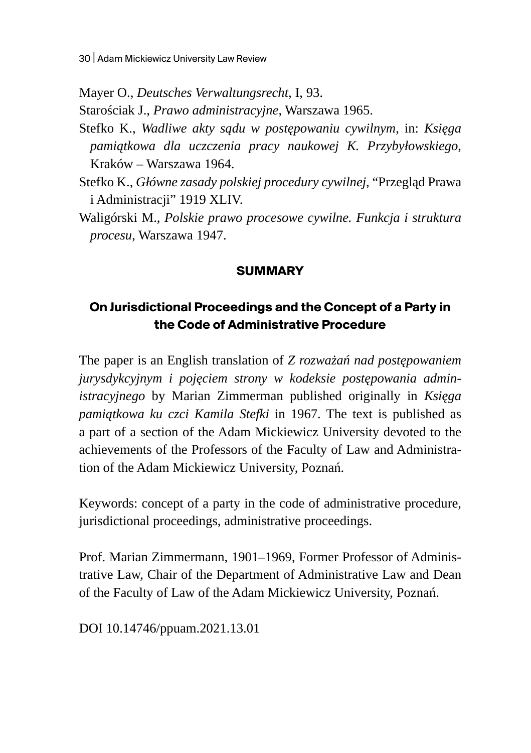Mayer O., *Deutsches Verwaltungsrecht*, I, 93.

Starościak J., *Prawo administracyjne*, Warszawa 1965.

Stefko K., *Wadliwe akty sądu w postępowaniu cywilnym*, in: *Księga pamiątkowa dla uczczenia pracy naukowej K. Przybyłowskiego*, Kraków – Warszawa 1964.

Stefko K., *Główne zasady polskiej procedury cywilnej*, "Przegląd Prawa i Administracji" 1919 XLIV.

Waligórski M., *Polskie prawo procesowe cywilne. Funkcja i struktura procesu*, Warszawa 1947.

## SUMMARY

### On Jurisdictional Proceedings and the Concept of a Party in the Code of Administrative Procedure

The paper is an English translation of *Z rozważań nad postępowaniem jurysdykcyjnym i pojęciem strony w kodeksie postępowania administracyjnego* by Marian Zimmerman published originally in *Księga pamiątkowa ku czci Kamila Stefki* in 1967. The text is published as a part of a section of the Adam Mickiewicz University devoted to the achievements of the Professors of the Faculty of Law and Administration of the Adam Mickiewicz University, Poznań.

Keywords: concept of a party in the code of administrative procedure, jurisdictional proceedings, administrative proceedings.

Prof. Marian Zimmermann, 1901–1969, Former Professor of Administrative Law, Chair of the Department of Administrative Law and Dean of the Faculty of Law of the Adam Mickiewicz University, Poznań.

DOI 10.14746/ppuam.2021.13.01